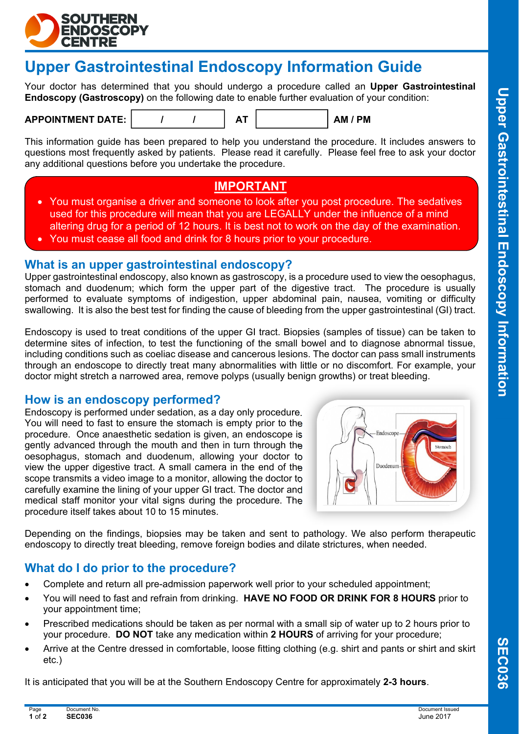SOUTHERN ENDOSCOPY CENTRE

# Upper Gastrointestinal Endoscopy Information Guide

Your doctor has determined that you should undergo a procedure called an **Upper Gastrointestinal Endoscopy (Gastroscopy)** on the following date to enable further evaluation of your condition:

**APPOINTMENT DATE:** &nbsp; / &nbsp; / &nbsp; **AT** &nbsp; &nbsp; **AM / PM**

This information guide has been prepared to help you understand the procedure. It includes answers to questions most frequently asked by patients. Please read it carefully. Please feel free to ask your doctor any additional questions before you undertake the procedure.

**IMPORTANT**

- You must organise a driver and someone to look after you post procedure. The sedatives used for this procedure will mean that you are LEGALLY under the influence of a mind altering drug for a period of 12 hours. It is best not to work on the day of the examination.
- You must cease all food and drink for 8 hours prior to your procedure.

## What is an upper gastrointestinal endoscopy?

Upper gastrointestinal endoscopy, also known as gastroscopy, is a procedure used to view the oesophagus, stomach and duodenum; which form the upper part of the digestive tract. The procedure is usually performed to evaluate symptoms of indigestion, upper abdominal pain, nausea, vomiting or difficulty swallowing. It is also the best test for finding the cause of bleeding from the upper gastrointestinal (GI) tract.

Endoscopy is used to treat conditions of the upper GI tract. Biopsies (samples of tissue) can be taken to determine sites of infection, to test the functioning of the small bowel and to diagnose abnormal tissue, including conditions such as coeliac disease and cancerous lesions. The doctor can pass small instruments through an endoscope to directly treat many abnormalities with little or no discomfort. For example, your doctor might stretch a narrowed area, remove polyps (usually benign growths) or treat bleeding.

## How is an endoscopy performed?

Endoscopy is performed under sedation, as a day only procedure. You will need to fast to ensure the stomach is empty prior to the procedure. Once anaesthetic sedation is given, an endoscope is gently advanced through the mouth and then in turn through the oesophagus, stomach and duodenum, allowing your doctor to view the upper digestive tract. A small camera in the end of the scope transmits a video image to a monitor, allowing the doctor to carefully examine the lining of your upper GI tract. The doctor and medical staff monitor your vital signs during the procedure. The procedure itself takes about 10 to 15 minutes.

Depending on the findings, biopsies may be taken and sent to pathology. We also perform therapeutic endoscopy to directly treat bleeding, remove foreign bodies and dilate strictures, when needed.

## What do I do prior to the procedure?

- Complete and return all pre-admission paperwork well prior to your scheduled appointment;
- You will need to fast and refrain from drinking. **HAVE NO FOOD OR DRINK FOR 8 HOURS** prior to your appointment time;
- Prescribed medications should be taken as per normal with a small sip of water up to 2 hours prior to your procedure. **DO NOT** take any medication within **2 HOURS** of arriving for your procedure;
- Arrive at the Centre dressed in comfortable, loose fitting clothing (e.g. shirt and pants or shirt and skirt etc.)

It is anticipated that you will be at the Southern Endoscopy Centre for approximately **2-3 hours**.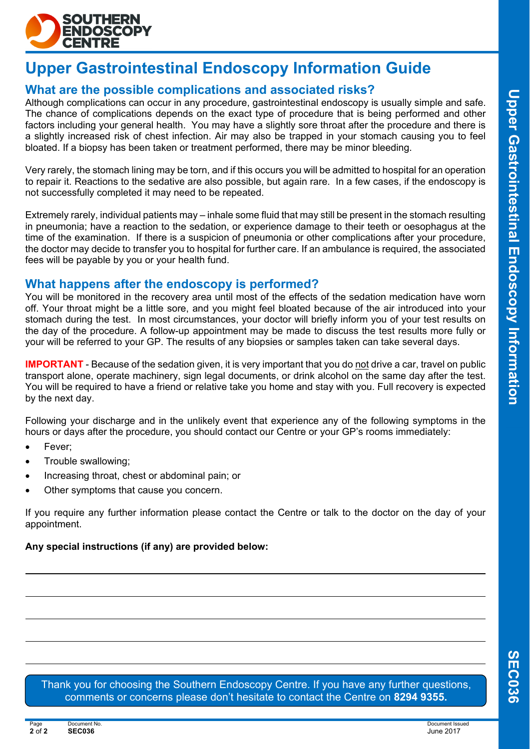# Upper Gastrointestinal Endoscopy Information Guide

## What are the possible complications and associated risks?

Although complications can occur in any procedure, gastrointestinal endoscopy is usually simple and safe. The chance of complications depends on the exact type of procedure that is being performed and other factors including your general health. You may have a slightly sore throat after the procedure and there is a slightly increased risk of chest infection. Air may also be trapped in your stomach causing you to feel bloated. If a biopsy has been taken or treatment performed, there may be minor bleeding.

Very rarely, the stomach lining may be torn, and if this occurs you will be admitted to hospital for an operation to repair it. Reactions to the sedative are also possible, but again rare. In a few cases, if the endoscopy is not successfully completed it may need to be repeated.

Extremely rarely, individual patients may – inhale some fluid that may still be present in the stomach resulting in pneumonia; have a reaction to the sedation, or experience damage to their teeth or oesophagus at the time of the examination. If there is a suspicion of pneumonia or other complications after your procedure, the doctor may decide to transfer you to hospital for further care. If an ambulance is required, the associated fees will be payable by you or your health fund.

## What happens after the endoscopy is performed?

You will be monitored in the recovery area until most of the effects of the sedation medication have worn off. Your throat might be a little sore, and you might feel bloated because of the air introduced into your stomach during the test. In most circumstances, your doctor will briefly inform you of your test results on the day of the procedure. A follow-up appointment may be made to discuss the test results more fully or your will be referred to your GP. The results of any biopsies or samples taken can take several days.

**IMPORTANT** - Because of the sedation given, it is very important that you do not drive a car, travel on public transport alone, operate machinery, sign legal documents, or drink alcohol on the same day after the test. You will be required to have a friend or relative take you home and stay with you. Full recovery is expected by the next day.

Following your discharge and in the unlikely event that experience any of the following symptoms in the hours or days after the procedure, you should contact our Centre or your GP's rooms immediately:

- Fever;
- Trouble swallowing;
- Increasing throat, chest or abdominal pain; or
- Other symptoms that cause you concern.

If you require any further information please contact the Centre or talk to the doctor on the day of your appointment.

**Any special instructions (if any) are provided below:**

Thank you for choosing the Southern Endoscopy Centre. If you have any further questions, comments or concerns please don't hesitate to contact the Centre on **8294 9355.**